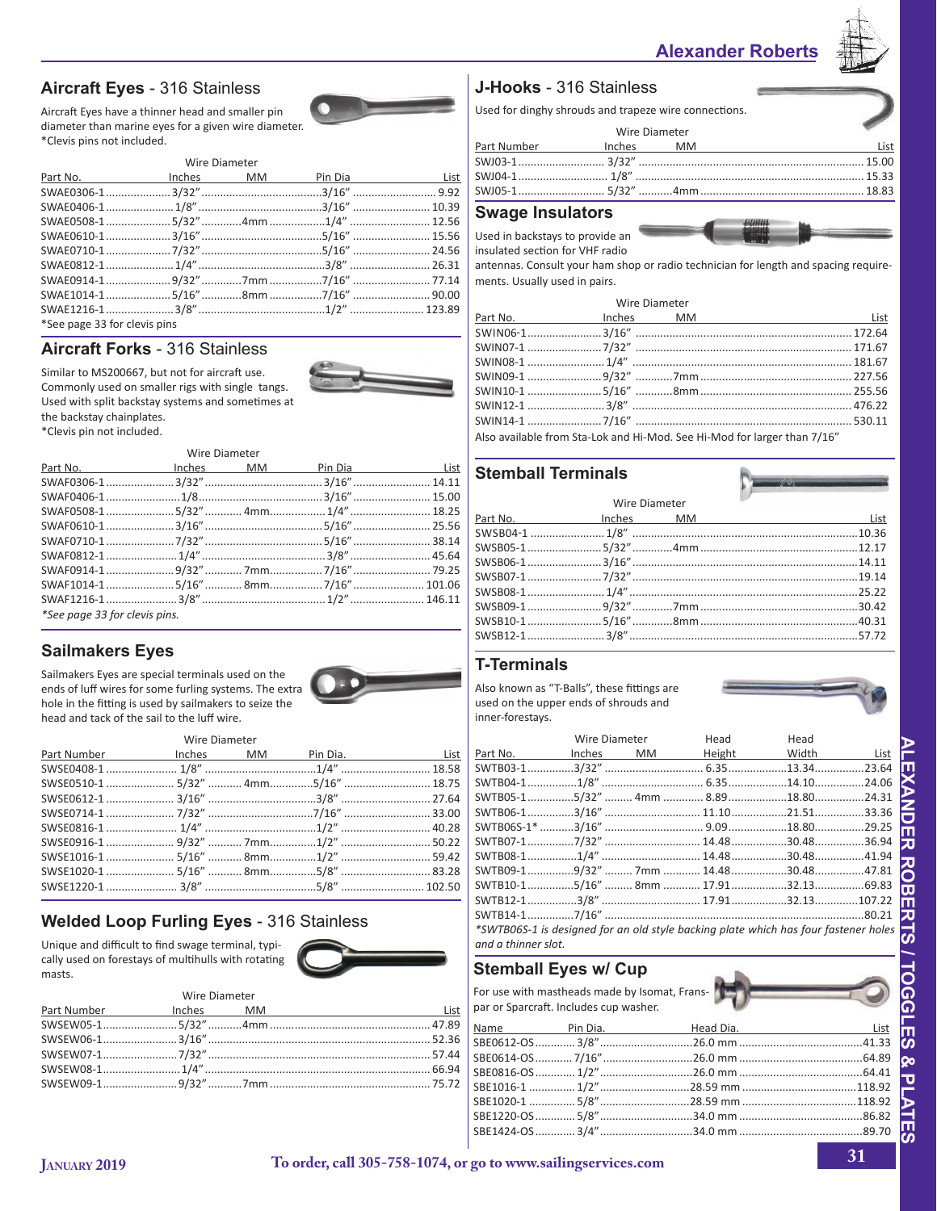## Alexander Roberts

## Aircraft Eyes - 316 Stainless

Aircraft Eyes have a thinner head and smaller pin diameter than marine eyes for a given wire diameter. *Clevis pins not included.

| Part No. | Wire Diameter Inches | MM | Pin Dia | List |
|---|---|---|---|---|
| SWAE0306-1 | 3/32" | | 3/16" | 9.92 |
| SWAE0406-1 | 1/8" | | 3/16" | 10.39 |
| SWAE0508-1 | 5/32" | 4mm | 1/4" | 12.56 |
| SWAE0610-1 | 3/16" | | 5/16" | 15.56 |
| SWAE0710-1 | 7/32" | | 5/16" | 24.56 |
| SWAE0812-1 | 1/4" | | 3/8" | 26.31 |
| SWAE0914-1 | 9/32" | 7mm | 7/16" | 77.14 |
| SWAE1014-1 | 5/16" | 8mm | 7/16" | 90.00 |
| SWAE1216-1 | 3/8" | | 1/2" | 123.89 |

*See page 33 for clevis pins

## Aircraft Forks - 316 Stainless

Similar to MS200667, but not for aircraft use. Commonly used on smaller rigs with single tangs. Used with split backstay systems and sometimes at the backstay chainplates.
*Clevis pin not included.

| Part No. | Wire Diameter Inches | MM | Pin Dia | List |
|---|---|---|---|---|
| SWAF0306-1 | 3/32" | | 3/16" | 14.11 |
| SWAF0406-1 | 1/8 | | 3/16" | 15.00 |
| SWAF0508-1 | 5/32" | 4mm | 1/4" | 18.25 |
| SWAF0610-1 | 3/16" | | 5/16" | 25.56 |
| SWAF0710-1 | 7/32" | | 5/16" | 38.14 |
| SWAF0812-1 | 1/4" | | 3/8" | 45.64 |
| SWAF0914-1 | 9/32" | 7mm | 7/16" | 79.25 |
| SWAF1014-1 | 5/16" | 8mm | 7/16" | 101.06 |
| SWAF1216-1 | 3/8" | | 1/2" | 146.11 |

*See page 33 for clevis pins.*

## Sailmakers Eyes

Sailmakers Eyes are special terminals used on the ends of luff wires for some furling systems. The extra hole in the fitting is used by sailmakers to seize the head and tack of the sail to the luff wire.

| Part Number | Wire Diameter Inches | MM | Pin Dia. | List |
|---|---|---|---|---|
| SWSE0408-1 | 1/8" | | 1/4" | 18.58 |
| SWSE0510-1 | 5/32" | 4mm | 5/16" | 18.75 |
| SWSE0612-1 | 3/16" | | 3/8" | 27.64 |
| SWSE0714-1 | 7/32" | | 7/16" | 33.00 |
| SWSE0816-1 | 1/4" | | 1/2" | 40.28 |
| SWSE0916-1 | 9/32" | 7mm | 1/2" | 50.22 |
| SWSE1016-1 | 5/16" | 8mm | 1/2" | 59.42 |
| SWSE1020-1 | 5/16" | 8mm | 5/8" | 83.28 |
| SWSE1220-1 | 3/8" | | 5/8" | 102.50 |

## Welded Loop Furling Eyes - 316 Stainless

Unique and difficult to find swage terminal, typically used on forestays of multihulls with rotating masts.

| Part Number | Wire Diameter Inches | MM | List |
|---|---|---|---|
| SWSEW05-1 | 5/32" | 4mm | 47.89 |
| SWSEW06-1 | 3/16" | | 52.36 |
| SWSEW07-1 | 7/32" | | 57.44 |
| SWSEW08-1 | 1/4" | | 66.94 |
| SWSEW09-1 | 9/32" | 7mm | 75.72 |

## J-Hooks - 316 Stainless

Used for dinghy shrouds and trapeze wire connections.

| Part Number | Wire Diameter Inches | MM | List |
|---|---|---|---|
| SWJ03-1 | 3/32" | | 15.00 |
| SWJ04-1 | 1/8" | | 15.33 |
| SWJ05-1 | 5/32" | 4mm | 18.83 |

## Swage Insulators

Used in backstays to provide an insulated section for VHF radio antennas. Consult your ham shop or radio technician for length and spacing requirements. Usually used in pairs.

| Part No. | Wire Diameter Inches | MM | List |
|---|---|---|---|
| SWIN06-1 | 3/16" | | 172.64 |
| SWIN07-1 | 7/32" | | 171.67 |
| SWIN08-1 | 1/4" | | 181.67 |
| SWIN09-1 | 9/32" | 7mm | 227.56 |
| SWIN10-1 | 5/16" | 8mm | 255.56 |
| SWIN12-1 | 3/8" | | 476.22 |
| SWIN14-1 | 7/16" | | 530.11 |

Also available from Sta-Lok and Hi-Mod. See Hi-Mod for larger than 7/16"

## Stemball Terminals

| Part No. | Wire Diameter Inches | MM | List |
|---|---|---|---|
| SWSB04-1 | 1/8" | | 10.36 |
| SWSB05-1 | 5/32" | 4mm | 12.17 |
| SWSB06-1 | 3/16" | | 14.11 |
| SWSB07-1 | 7/32" | | 19.14 |
| SWSB08-1 | 1/4" | | 25.22 |
| SWSB09-1 | 9/32" | 7mm | 30.42 |
| SWSB10-1 | 5/16" | 8mm | 40.31 |
| SWSB12-1 | 3/8" | | 57.72 |

## T-Terminals

Also known as "T-Balls", these fittings are used on the upper ends of shrouds and inner-forestays.

| Part No. | Wire Diameter Inches | MM | Head Height | Head Width | List |
|---|---|---|---|---|---|
| SWTB03-1 | 3/32" | | 6.35 | 13.34 | 23.64 |
| SWTB04-1 | 1/8" | | 6.35 | 14.10 | 24.06 |
| SWTB05-1 | 5/32" | 4mm | 8.89 | 18.80 | 24.31 |
| SWTB06-1 | 3/16" | | 11.10 | 21.51 | 33.36 |
| SWTB06S-1* | 3/16" | | 9.09 | 18.80 | 29.25 |
| SWTB07-1 | 7/32" | | 14.48 | 30.48 | 36.94 |
| SWTB08-1 | 1/4" | | 14.48 | 30.48 | 41.94 |
| SWTB09-1 | 9/32" | 7mm | 14.48 | 30.48 | 47.81 |
| SWTB10-1 | 5/16" | 8mm | 17.91 | 32.13 | 69.83 |
| SWTB12-1 | 3/8" | | 17.91 | 32.13 | 107.22 |
| SWTB14-1 | 7/16" | | | | 80.21 |

*\*SWTB06S-1 is designed for an old style backing plate which has four fastener holes and a thinner slot.*

## Stemball Eyes w/ Cup

For use with mastheads made by Isomat, Franspar or Sparcraft. Includes cup washer.

| Name | Pin Dia. | Head Dia. | List |
|---|---|---|---|
| SBE0612-OS | 3/8" | 26.0 mm | 41.33 |
| SBE0614-OS | 7/16" | 26.0 mm | 64.89 |
| SBE0816-OS | 1/2" | 26.0 mm | 64.41 |
| SBE1016-1 | 1/2" | 28.59 mm | 118.92 |
| SBE1020-1 | 5/8" | 28.59 mm | 118.92 |
| SBE1220-OS | 5/8" | 34.0 mm | 86.82 |
| SBE1424-OS | 3/4" | 34.0 mm | 89.70 |

To order, call 305-758-1074, or go to www.sailingservices.com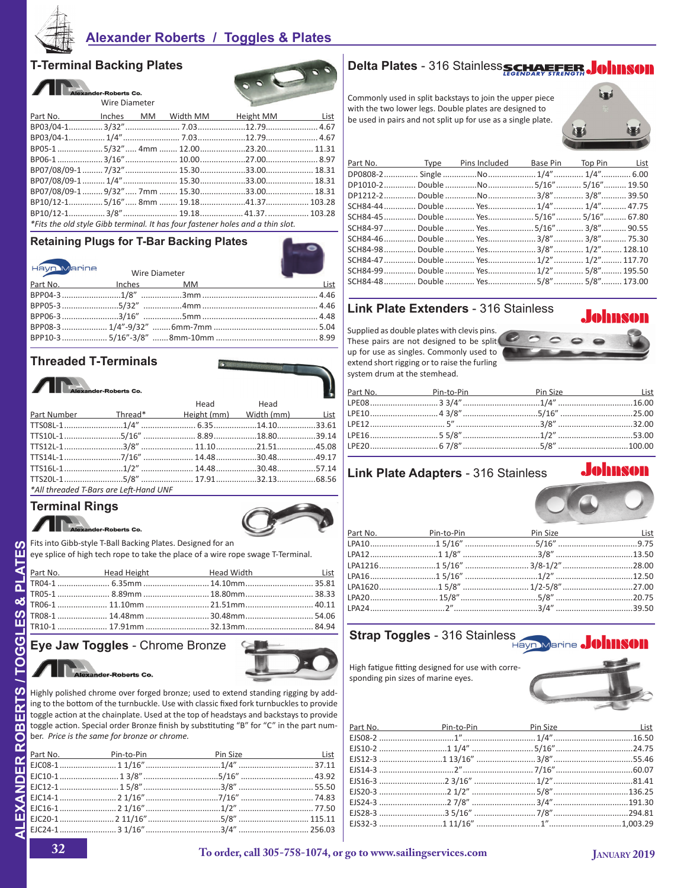# Alexander Roberts / Toggles & Plates

## T-Terminal Backing Plates

Alexander-Roberts Co.

| Part No. | Wire Diameter Inches | MM | Width MM | Height MM | List |
|---|---|---|---|---|---|
| BP03/04-1 | 3/32" | | 7.03 | 12.79 | 4.67 |
| BP03/04-1 | 1/4" | | 7.03 | 12.79 | 4.67 |
| BP05-1 | 5/32" | 4mm | 12.00 | 23.20 | 11.31 |
| BP06-1 | 3/16" | | 10.00 | 27.00 | 8.97 |
| BP07/08/09-1 | 7/32" | | 15.30 | 33.00 | 18.31 |
| BP07/08/09-1 | 1/4" | | 15.30 | 33.00 | 18.31 |
| BP07/08/09-1 | 9/32" | 7mm | 15.30 | 33.00 | 18.31 |
| BP10/12-1 | 5/16" | 8mm | 19.18 | 41.37 | 103.28 |
| BP10/12-1 | 3/8" | | 19.18 | 41.37. | 103.28 |

*Fits the old style Gibb terminal. It has four fastener holes and a thin slot.*

## Retaining Plugs for T-Bar Backing Plates

Hayn Marine

| Part No. | Wire Diameter Inches | MM | List |
|---|---|---|---|
| BPP04-3 | 1/8" | 3mm | 4.46 |
| BPP05-3 | 5/32" | 4mm | 4.46 |
| BPP06-3 | 3/16" | 5mm | 4.48 |
| BPP08-3 | 1/4"-9/32" | 6mm-7mm | 5.04 |
| BPP10-3 | 5/16"-3/8" | 8mm-10mm | 8.99 |

## Threaded T-Terminals

Alexander-Roberts Co.

| Part Number | Thread* | Head Height (mm) | Head Width (mm) | List |
|---|---|---|---|---|
| TTS08L-1 | 1/4" | 6.35 | 14.10 | 33.61 |
| TTS10L-1 | 5/16" | 8.89 | 18.80 | 39.14 |
| TTS12L-1 | 3/8" | 11.10 | 21.51 | 45.08 |
| TTS14L-1 | 7/16" | 14.48 | 30.48 | 49.17 |
| TTS16L-1 | 1/2" | 14.48 | 30.48 | 57.14 |
| TTS20L-1 | 5/8" | 17.91 | 32.13 | 68.56 |

*All threaded T-Bars are Left-Hand UNF

## Terminal Rings

Alexander-Roberts Co.

Fits into Gibb-style T-Ball Backing Plates. Designed for an eye splice of high tech rope to take the place of a wire rope swage T-Terminal.

| Part No. | Head Height | Head Width | List |
|---|---|---|---|
| TR04-1 | 6.35mm | 14.10mm | 35.81 |
| TR05-1 | 8.89mm | 18.80mm | 38.33 |
| TR06-1 | 11.10mm | 21.51mm | 40.11 |
| TR08-1 | 14.48mm | 30.48mm | 54.06 |
| TR10-1 | 17.91mm | 32.13mm | 84.94 |

## Eye Jaw Toggles - Chrome Bronze

Alexander-Roberts Co.

Highly polished chrome over forged bronze; used to extend standing rigging by adding to the bottom of the turnbuckle. Use with classic fixed fork turnbuckles to provide toggle action at the chainplate. Used at the top of headstays and backstays to provide toggle action. Special order Bronze finish by substituting "B" for "C" in the part number. *Price is the same for bronze or chrome.*

| Part No. | Pin-to-Pin | Pin Size | List |
|---|---|---|---|
| EJC08-1 | 1 1/16" | 1/4" | 37.11 |
| EJC10-1 | 1 3/8" | 5/16" | 43.92 |
| EJC12-1 | 1 5/8" | 3/8" | 55.50 |
| EJC14-1 | 2 1/16" | 7/16" | 74.83 |
| EJC16-1 | 2 1/16" | 1/2" | 77.50 |
| EJC20-1 | 2 11/16" | 5/8" | 115.11 |
| EJC24-1 | 3 1/16" | 3/4" | 256.03 |

## Delta Plates - 316 Stainless

Schaefer Johnson

Commonly used in split backstays to join the upper piece with the two lower legs. Double plates are designed to be used in pairs and not split up for use as a single plate.

| Part No. | Type | Pins Included | Base Pin | Top Pin | List |
|---|---|---|---|---|---|
| DP0808-2 | Single | No | 1/4" | 1/4" | 6.00 |
| DP1010-2 | Double | No | 5/16" | 5/16" | 19.50 |
| DP1212-2 | Double | No | 3/8" | 3/8" | 39.50 |
| SCH84-44 | Double | Yes | 1/4" | 1/4" | 47.75 |
| SCH84-45 | Double | Yes | 5/16" | 5/16" | 67.80 |
| SCH84-97 | Double | Yes | 5/16" | 3/8" | 90.55 |
| SCH84-46 | Double | Yes | 3/8" | 3/8" | 75.30 |
| SCH84-98 | Double | Yes | 3/8" | 1/2" | 128.10 |
| SCH84-47 | Double | Yes | 1/2" | 1/2" | 117.70 |
| SCH84-99 | Double | Yes | 1/2" | 5/8" | 195.50 |
| SCH84-48 | Double | Yes | 5/8" | 5/8" | 173.00 |

## Link Plate Extenders - 316 Stainless

Johnson

Supplied as double plates with clevis pins. These pairs are not designed to be split up for use as singles. Commonly used to extend short rigging or to raise the furling system drum at the stemhead.

| Part No. | Pin-to-Pin | Pin Size | List |
|---|---|---|---|
| LPE08 | 3 3/4" | 1/4" | 16.00 |
| LPE10 | 4 3/8" | 5/16" | 25.00 |
| LPE12 | 5" | 3/8" | 32.00 |
| LPE16 | 5 5/8" | 1/2" | 53.00 |
| LPE20 | 6 7/8" | 5/8" | 100.00 |

## Link Plate Adapters - 316 Stainless

Johnson

| Part No. | Pin-to-Pin | Pin Size | List |
|---|---|---|---|
| LPA10 | 1 5/16" | 5/16" | 9.75 |
| LPA12 | 1 1/8" | 3/8" | 13.50 |
| LPA1216 | 1 5/16" | 3/8-1/2" | 28.00 |
| LPA16 | 1 5/16" | 1/2" | 12.50 |
| LPA1620 | 1 5/8" | 1/2-5/8" | 27.00 |
| LPA20 | 15/8" | 5/8" | 20.75 |
| LPA24 | 2" | 3/4" | 39.50 |

## Strap Toggles - 316 Stainless

Hayn Marine Johnson

High fatigue fitting designed for use with corresponding pin sizes of marine eyes.

| Part No. | Pin-to-Pin | Pin Size | List |
|---|---|---|---|
| EJS08-2 | 1" | 1/4" | 16.50 |
| EJS10-2 | 1 1/4" | 5/16" | 24.75 |
| EJS12-3 | 1 13/16" | 3/8" | 55.46 |
| EJS14-3 | 2" | 7/16" | 60.07 |
| EJS16-3 | 2 3/16" | 1/2" | 81.41 |
| EJS20-3 | 2 1/2" | 5/8" | 136.25 |
| EJS24-3 | 2 7/8" | 3/4" | 191.30 |
| EJS28-3 | 3 5/16" | 7/8" | 294.81 |
| EJS32-3 | 1 11/16" | 1" | 1,003.29 |

To order, call 305-758-1074, or go to www.sailingservices.com